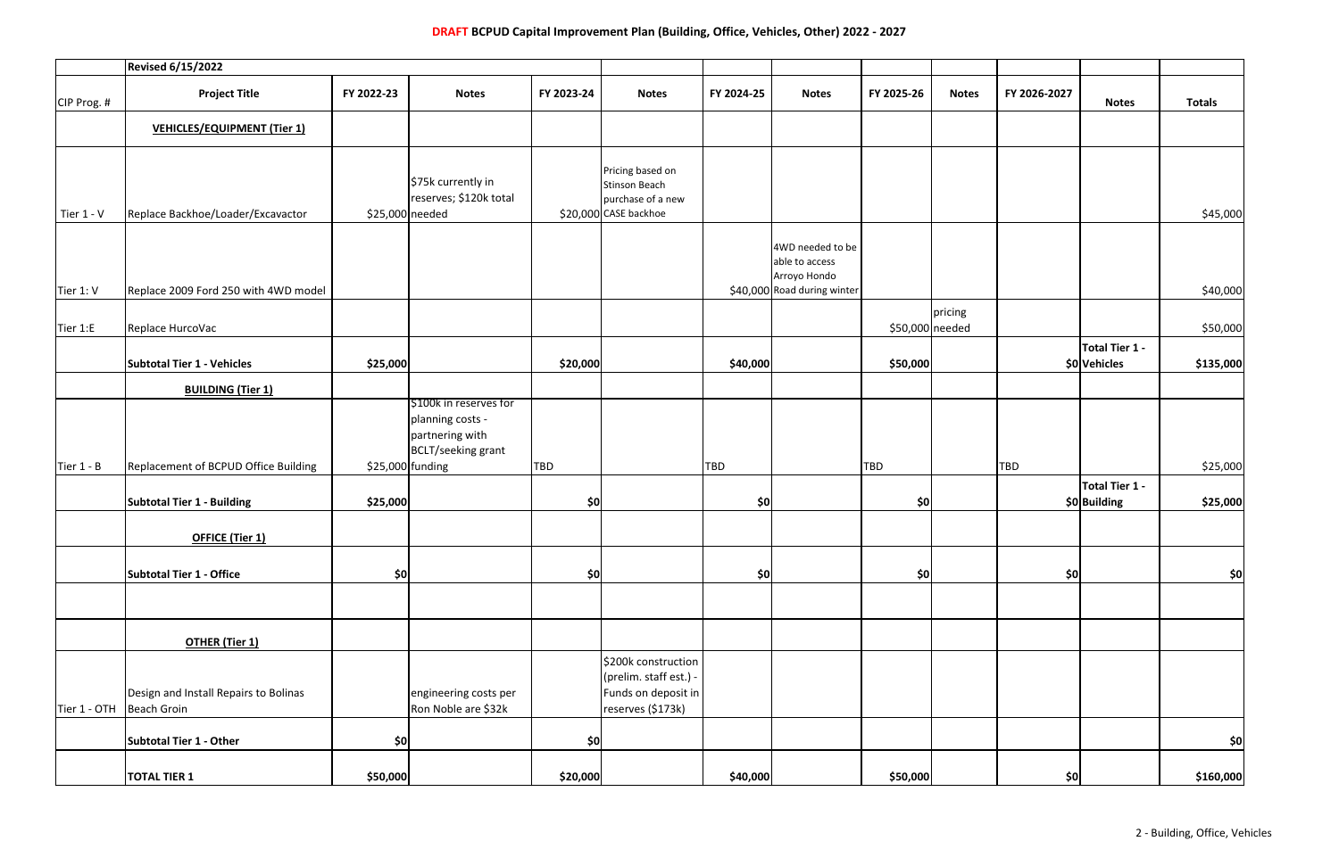# **DRAFT** BCPUD Capital Improvement Plan (Building, Office, Vehicles, Other) 2022 - 2027

| | **Revised 6/15/2022** | | | | | | | | | | | |
|---|---|---|---|---|---|---|---|---|---|---|---|---|
| CIP Prog. # | **Project Title** | **FY 2022-23** | **Notes** | **FY 2023-24** | **Notes** | **FY 2024-25** | **Notes** | **FY 2025-26** | **Notes** | **FY 2026-2027** | **Notes** | **Totals** |
| | **VEHICLES/EQUIPMENT (Tier 1)** | | | | | | | | | | | |
| Tier 1 - V | Replace Backhoe/Loader/Excavactor | $25,000 | $75k currently in reserves; $120k total needed | $20,000 | Pricing based on Stinson Beach purchase of a new CASE backhoe | | | | | | | $45,000 |
| Tier 1: V | Replace 2009 Ford 250 with 4WD model | | | | | $40,000 | 4WD needed to be able to access Arroyo Hondo Road during winter | | | | | $40,000 |
| Tier 1:E | Replace HurcoVac | | | | | | | $50,000 | pricing needed | | | $50,000 |
| | **Subtotal Tier 1 - Vehicles** | **$25,000** | | **$20,000** | | **$40,000** | | **$50,000** | | **$0** | **Total Tier 1 - Vehicles** | **$135,000** |
| | **BUILDING (Tier 1)** | | | | | | | | | | | |
| Tier 1 - B | Replacement of BCPUD Office Building | $25,000 | $100k in reserves for planning costs - partnering with BCLT/seeking grant funding | TBD | | TBD | | TBD | | TBD | | $25,000 |
| | **Subtotal Tier 1 - Building** | **$25,000** | | **$0** | | **$0** | | **$0** | | **$0** | **Total Tier 1 - Building** | **$25,000** |
| | **OFFICE (Tier 1)** | | | | | | | | | | | |
| | **Subtotal Tier 1 - Office** | **$0** | | **$0** | | **$0** | | **$0** | | **$0** | | **$0** |
| | | | | | | | | | | | | |
| | **OTHER (Tier 1)** | | | | | | | | | | | |
| Tier 1 - OTH | Design and Install Repairs to Bolinas Beach Groin | | engineering costs per Ron Noble are $32k | | $200k construction (prelim. staff est.) - Funds on deposit in reserves ($173k) | | | | | | | |
| | **Subtotal Tier 1 - Other** | **$0** | | **$0** | | | | | | | | **$0** |
| | **TOTAL TIER 1** | **$50,000** | | **$20,000** | | **$40,000** | | **$50,000** | | **$0** | | **$160,000** |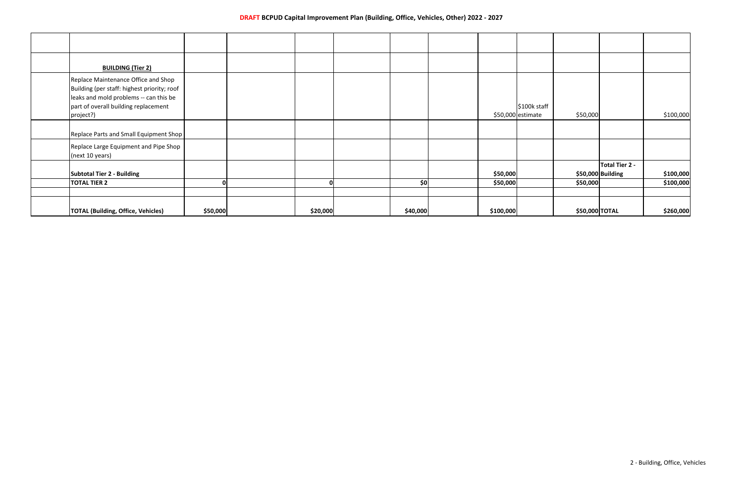# DRAFT BCPUD Capital Improvement Plan (Building, Office, Vehicles, Other) 2022 - 2027

| | | | | | | | | | | | | |
|---|---|---|---|---|---|---|---|---|---|---|---|---|
| | | | | | | | | | | | | |
| | **BUILDING (Tier 2)** | | | | | | | | | | | |
| | Replace Maintenance Office and Shop Building (per staff: highest priority; roof leaks and mold problems -- can this be part of overall building replacement project?) | | | | | | | $50,000 | $100k staff estimate | $50,000 | | $100,000 |
| | Replace Parts and Small Equipment Shop | | | | | | | | | | | |
| | Replace Large Equipment and Pipe Shop (next 10 years) | | | | | | | | | | | |
| | **Subtotal Tier 2 - Building** | | | | | | | **$50,000** | | **$50,000** | **Total Tier 2 - Building** | **$100,000** |
| | **TOTAL TIER 2** | **0** | | **0** | | **$0** | | **$50,000** | | **$50,000** | | **$100,000** |
| | | | | | | | | | | | | |
| | **TOTAL (Building, Office, Vehicles)** | **$50,000** | | **$20,000** | | **$40,000** | | **$100,000** | | **$50,000** | **TOTAL** | **$260,000** |